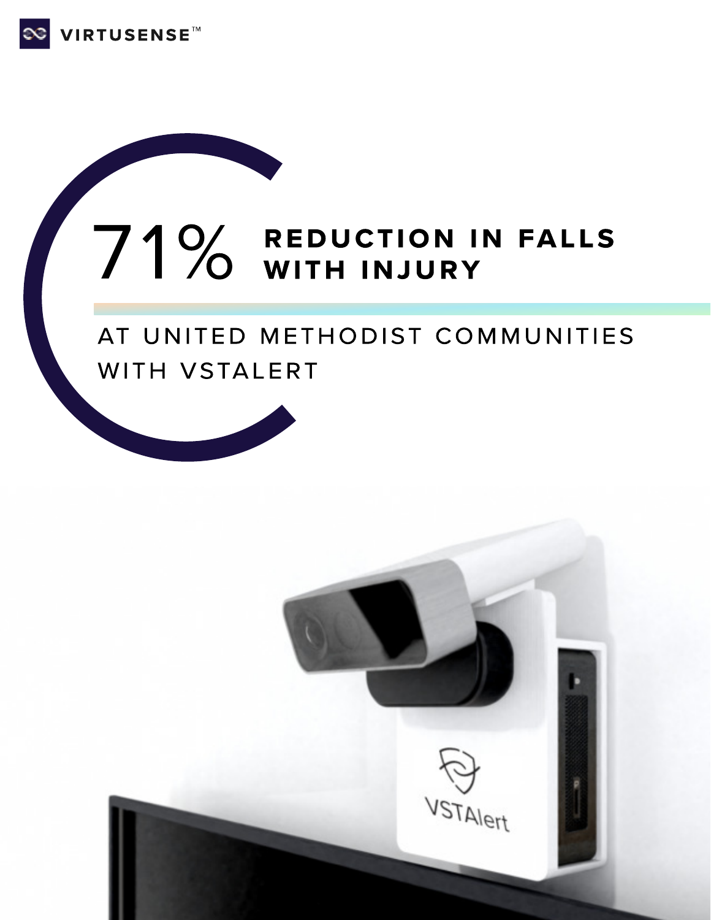VIRTUSENSE™

# 71% REDUCTION IN FALLS WITH INJURY

AT UNITED METHODIST COMMUNITIES WITH VSTALERT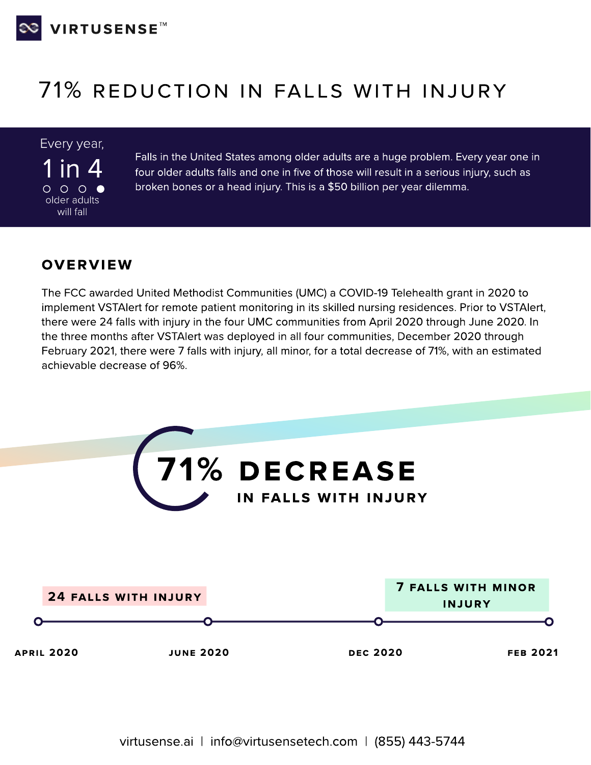VIRTUSENSE™

# 71% REDUCTION IN FALLS WITH INJURY

Every year,

**1 in 4**

older adults will fall

Falls in the United States among older adults are a huge problem. Every year one in four older adults falls and one in five of those will result in a serious injury, such as broken bones or a head injury. This is a $50 billion per year dilemma.

## OVERVIEW

The FCC awarded United Methodist Communities (UMC) a COVID-19 Telehealth grant in 2020 to implement VSTAlert for remote patient monitoring in its skilled nursing residences. Prior to VSTAlert, there were 24 falls with injury in the four UMC communities from April 2020 through June 2020. In the three months after VSTAlert was deployed in all four communities, December 2020 through February 2021, there were 7 falls with injury, all minor, for a total decrease of 71%, with an estimated achievable decrease of 96%.

## 71% DECREASE IN FALLS WITH INJURY

**24 FALLS WITH INJURY** (APRIL 2020 – JUNE 2020)

**7 FALLS WITH MINOR INJURY** (DEC 2020 – FEB 2021)

virtusense.ai | info@virtusensetech.com | (855) 443-5744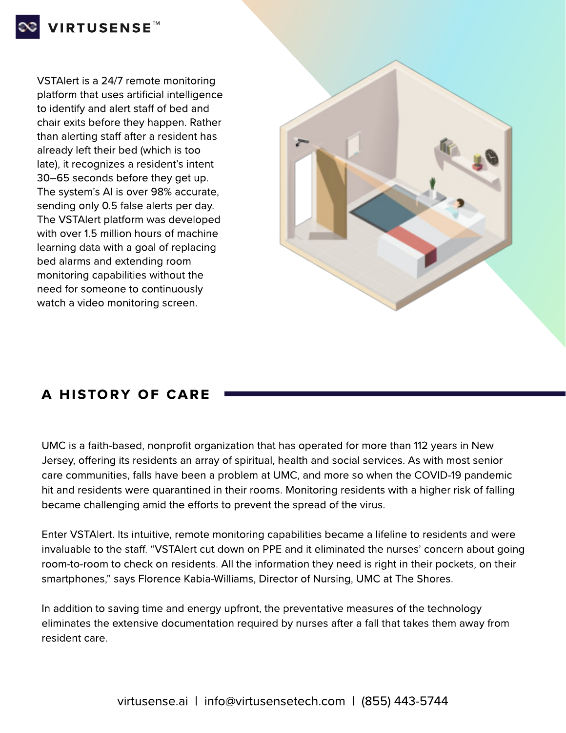VSTAlert is a 24/7 remote monitoring platform that uses artificial intelligence to identify and alert staff of bed and chair exits before they happen. Rather than alerting staff after a resident has already left their bed (which is too late), it recognizes a resident's intent 30–65 seconds before they get up. The system's AI is over 98% accurate, sending only 0.5 false alerts per day. The VSTAlert platform was developed with over 1.5 million hours of machine learning data with a goal of replacing bed alarms and extending room monitoring capabilities without the need for someone to continuously watch a video monitoring screen.

## A HISTORY OF CARE

UMC is a faith-based, nonprofit organization that has operated for more than 112 years in New Jersey, offering its residents an array of spiritual, health and social services. As with most senior care communities, falls have been a problem at UMC, and more so when the COVID-19 pandemic hit and residents were quarantined in their rooms. Monitoring residents with a higher risk of falling became challenging amid the efforts to prevent the spread of the virus.

Enter VSTAlert. Its intuitive, remote monitoring capabilities became a lifeline to residents and were invaluable to the staff. "VSTAlert cut down on PPE and it eliminated the nurses' concern about going room-to-room to check on residents. All the information they need is right in their pockets, on their smartphones," says Florence Kabia-Williams, Director of Nursing, UMC at The Shores.

In addition to saving time and energy upfront, the preventative measures of the technology eliminates the extensive documentation required by nurses after a fall that takes them away from resident care.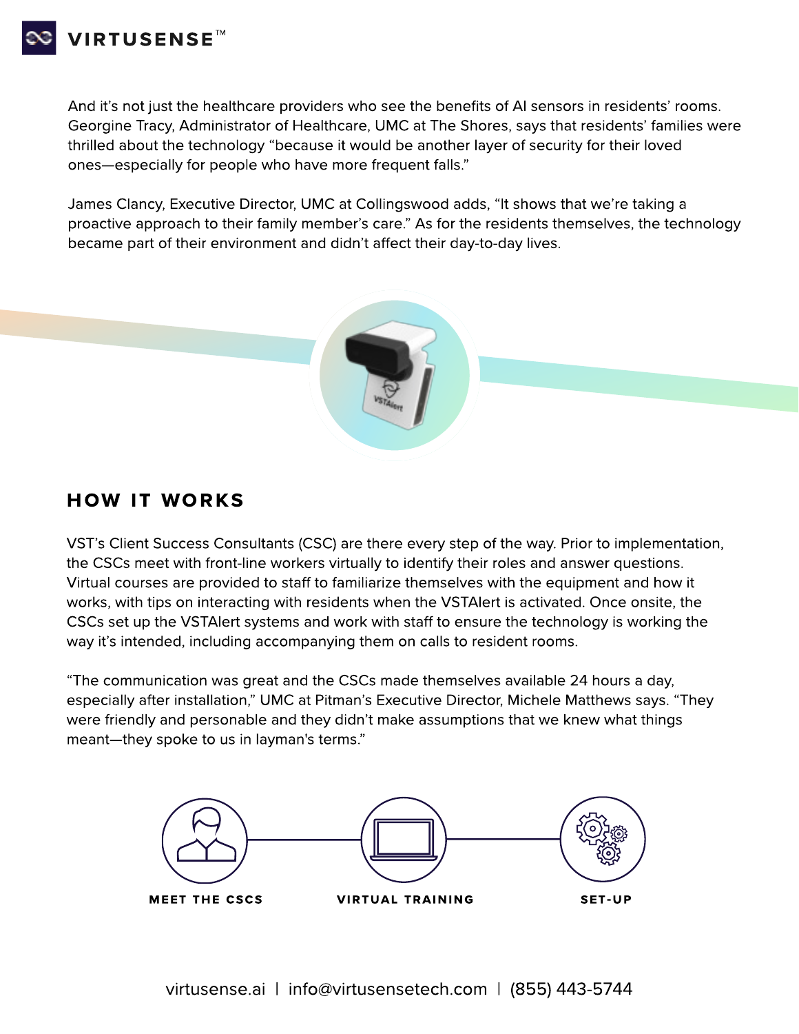And it's not just the healthcare providers who see the benefits of AI sensors in residents' rooms. Georgine Tracy, Administrator of Healthcare, UMC at The Shores, says that residents' families were thrilled about the technology "because it would be another layer of security for their loved ones—especially for people who have more frequent falls."

James Clancy, Executive Director, UMC at Collingswood adds, "It shows that we're taking a proactive approach to their family member's care." As for the residents themselves, the technology became part of their environment and didn't affect their day-to-day lives.

## HOW IT WORKS

VST's Client Success Consultants (CSC) are there every step of the way. Prior to implementation, the CSCs meet with front-line workers virtually to identify their roles and answer questions. Virtual courses are provided to staff to familiarize themselves with the equipment and how it works, with tips on interacting with residents when the VSTAlert is activated. Once onsite, the CSCs set up the VSTAlert systems and work with staff to ensure the technology is working the way it's intended, including accompanying them on calls to resident rooms.

"The communication was great and the CSCs made themselves available 24 hours a day, especially after installation," UMC at Pitman's Executive Director, Michele Matthews says. "They were friendly and personable and they didn't make assumptions that we knew what things meant—they spoke to us in layman's terms."

MEET THE CSCS

VIRTUAL TRAINING

SET-UP

virtusense.ai | info@virtusensetech.com | (855) 443-5744